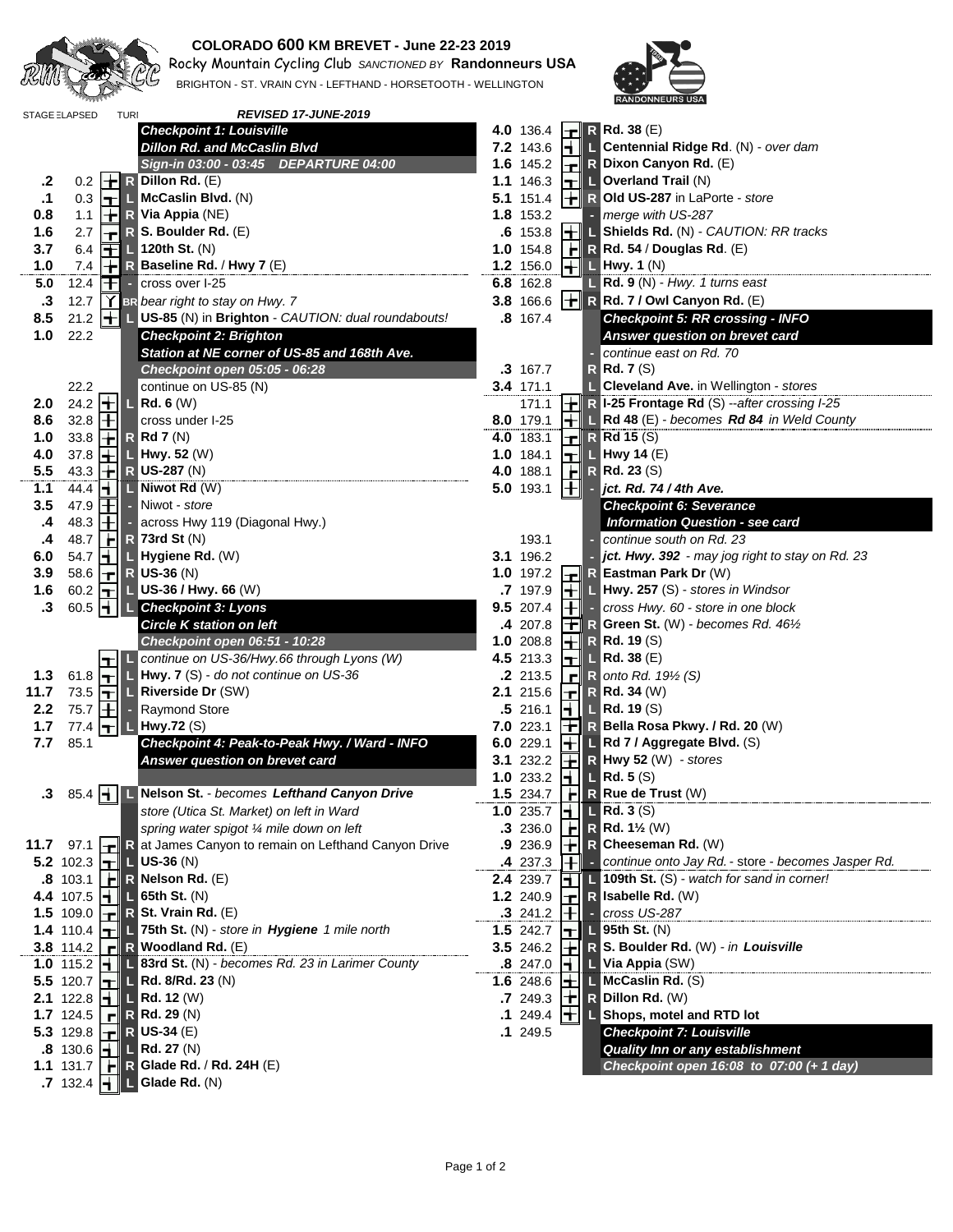# COLORADO 600 KM BREVET - June 22-23 2019

Rocky Mountain Cycling Club *SANCTIONED BY* **Randonneurs USA**

BRIGHTON - ST. VRAIN CYN - LEFTHAND - HORSETOOTH - WELLINGTON

***REVISED 17-JUNE-2019***

| STAGE | ELAPSED | TURN | |
|---|---|---|---|
| | | | ***Checkpoint 1: Louisville*** |
| | | | ***Dillon Rd. and McCaslin Blvd*** |
| | | | ***Sign-in 03:00 - 03:45 DEPARTURE 04:00*** |
| **.2** | 0.2 | R | **Dillon Rd.** (E) |
| **.1** | 0.3 | L | **McCaslin Blvd.** (N) |
| **0.8** | 1.1 | R | **Via Appia** (NE) |
| **1.6** | 2.7 | R | **S. Boulder Rd.** (E) |
| **3.7** | 6.4 | L | **120th St.** (N) |
| **1.0** | 7.4 | R | **Baseline Rd.** / **Hwy 7** (E) |
| **5.0** | 12.4 | - | cross over I-25 |
| **.3** | 12.7 | BR | *bear right to stay on Hwy. 7* |
| **8.5** | 21.2 | L | **US-85** (N) in **Brighton** - *CAUTION: dual roundabouts!* |
| **1.0** | 22.2 | | ***Checkpoint 2: Brighton*** |
| | | | ***Station at NE corner of US-85 and 168th Ave.*** |
| | | | ***Checkpoint open 05:05 - 06:28*** |
| | 22.2 | | continue on US-85 (N) |
| **2.0** | 24.2 | L | **Rd. 6** (W) |
| **8.6** | 32.8 | | cross under I-25 |
| **1.0** | 33.8 | R | **Rd 7** (N) |
| **4.0** | 37.8 | L | **Hwy. 52** (W) |
| **5.5** | 43.3 | R | **US-287** (N) |
| **1.1** | 44.4 | L | **Niwot Rd** (W) |
| **3.5** | 47.9 | - | Niwot - *store* |
| **.4** | 48.3 | - | across Hwy 119 (Diagonal Hwy.) |
| **.4** | 48.7 | R | **73rd St** (N) |
| **6.0** | 54.7 | L | **Hygiene Rd.** (W) |
| **3.9** | 58.6 | R | **US-36** (N) |
| **1.6** | 60.2 | L | **US-36 / Hwy. 66** (W) |
| **.3** | 60.5 | L | ***Checkpoint 3: Lyons*** |
| | | | ***Circle K station on left*** |
| | | | ***Checkpoint open 06:51 - 10:28*** |
| | | L | *continue on US-36/Hwy.66 through Lyons (W)* |
| **1.3** | 61.8 | L | **Hwy. 7** (S) - *do not continue on US-36* |
| **11.7** | 73.5 | L | **Riverside Dr** (SW) |
| **2.2** | 75.7 | - | Raymond Store |
| **1.7** | 77.4 | L | **Hwy.72** (S) |
| **7.7** | 85.1 | | ***Checkpoint 4: Peak-to-Peak Hwy. / Ward - INFO*** |
| | | | ***Answer question on brevet card*** |
| **.3** | 85.4 | L | **Nelson St.** - *becomes* ***Lefthand Canyon Drive*** |
| | | | *store (Utica St. Market) on left in Ward* |
| | | | *spring water spigot ¼ mile down on left* |
| **11.7** | 97.1 | R | at James Canyon to remain on Lefthand Canyon Drive |
| **5.2** | 102.3 | L | **US-36** (N) |
| **.8** | 103.1 | R | **Nelson Rd.** (E) |
| **4.4** | 107.5 | L | **65th St.** (N) |
| **1.5** | 109.0 | R | **St. Vrain Rd.** (E) |
| **1.4** | 110.4 | L | **75th St.** (N) - *store in* ***Hygiene*** *1 mile north* |
| **3.8** | 114.2 | R | **Woodland Rd.** (E) |
| **1.0** | 115.2 | L | **83rd St.** (N) - *becomes Rd. 23 in Larimer County* |
| **5.5** | 120.7 | L | **Rd. 8/Rd. 23** (N) |
| **2.1** | 122.8 | L | **Rd. 12** (W) |
| **1.7** | 124.5 | R | **Rd. 29** (N) |
| **5.3** | 129.8 | R | **US-34** (E) |
| **.8** | 130.6 | L | **Rd. 27** (N) |
| **1.1** | 131.7 | R | **Glade Rd.** / **Rd. 24H** (E) |
| **.7** | 132.4 | L | **Glade Rd.** (N) |
| **4.0** | 136.4 | R | **Rd. 38** (E) |
| **7.2** | 143.6 | L | **Centennial Ridge Rd**. (N) - *over dam* |
| **1.6** | 145.2 | R | **Dixon Canyon Rd.** (E) |
| **1.1** | 146.3 | L | **Overland Trail** (N) |
| **5.1** | 151.4 | R | **Old US-287** in LaPorte - *store* |
| **1.8** | 153.2 | - | *merge with US-287* |
| **.6** | 153.8 | L | **Shields Rd.** (N) - *CAUTION: RR tracks* |
| **1.0** | 154.8 | R | **Rd. 54** / **Douglas Rd**. (E) |
| **1.2** | 156.0 | L | **Hwy. 1** (N) |
| **6.8** | 162.8 | L | **Rd. 9** (N) - *Hwy. 1 turns east* |
| **3.8** | 166.6 | R | **Rd. 7 / Owl Canyon Rd.** (E) |
| **.8** | 167.4 | | ***Checkpoint 5: RR crossing - INFO*** |
| | | | ***Answer question on brevet card*** |
| | | - | *continue east on Rd. 70* |
| **.3** | 167.7 | R | **Rd. 7** (S) |
| **3.4** | 171.1 | L | **Cleveland Ave.** in Wellington - *stores* |
| | 171.1 | R | **I-25 Frontage Rd** (S) *--after crossing I-25* |
| **8.0** | 179.1 | L | **Rd 48** (E) - *becomes* ***Rd 84*** *in Weld County* |
| **4.0** | 183.1 | R | **Rd 15** (S) |
| **1.0** | 184.1 | L | **Hwy 14** (E) |
| **4.0** | 188.1 | R | **Rd. 23** (S) |
| **5.0** | 193.1 | - | ***jct. Rd. 74 / 4th Ave.*** |
| | | | ***Checkpoint 6: Severance*** |
| | | | ***Information Question - see card*** |
| | 193.1 | - | *continue south on Rd. 23* |
| **3.1** | 196.2 | - | ***jct. Hwy. 392*** *- may jog right to stay on Rd. 23* |
| **1.0** | 197.2 | R | **Eastman Park Dr** (W) |
| **.7** | 197.9 | L | **Hwy. 257** (S) - *stores in Windsor* |
| **9.5** | 207.4 | - | *cross Hwy. 60 - store in one block* |
| **.4** | 207.8 | R | **Green St.** (W) - *becomes Rd. 46½* |
| **1.0** | 208.8 | R | **Rd. 19** (S) |
| **4.5** | 213.3 | L | **Rd. 38** (E) |
| **.2** | 213.5 | R | *onto Rd. 19½ (S)* |
| **2.1** | 215.6 | R | **Rd. 34** (W) |
| **.5** | 216.1 | L | **Rd. 19** (S) |
| **7.0** | 223.1 | R | **Bella Rosa Pkwy. / Rd. 20** (W) |
| **6.0** | 229.1 | L | **Rd 7 / Aggregate Blvd.** (S) |
| **3.1** | 232.2 | R | **Hwy 52** (W) - *stores* |
| **1.0** | 233.2 | L | **Rd. 5** (S) |
| **1.5** | 234.7 | R | **Rue de Trust** (W) |
| **1.0** | 235.7 | L | **Rd. 3** (S) |
| **.3** | 236.0 | R | **Rd. 1½** (W) |
| **.9** | 236.9 | R | **Cheeseman Rd.** (W) |
| **.4** | 237.3 | - | *continue onto Jay Rd.* - store - *becomes Jasper Rd.* |
| **2.4** | 239.7 | L | **109th St.** (S) - *watch for sand in corner!* |
| **1.2** | 240.9 | R | **Isabelle Rd.** (W) |
| **.3** | 241.2 | - | *cross US-287* |
| **1.5** | 242.7 | L | **95th St.** (N) |
| **3.5** | 246.2 | R | **S. Boulder Rd.** (W) - *in* ***Louisville*** |
| **.8** | 247.0 | L | **Via Appia** (SW) |
| **1.6** | 248.6 | L | **McCaslin Rd.** (S) |
| **.7** | 249.3 | R | **Dillon Rd.** (W) |
| **.1** | 249.4 | L | **Shops, motel and RTD lot** |
| **.1** | 249.5 | | ***Checkpoint 7: Louisville*** |
| | | | ***Quality Inn or any establishment*** |
| | | | ***Checkpoint open 16:08 to 07:00 (+ 1 day)*** |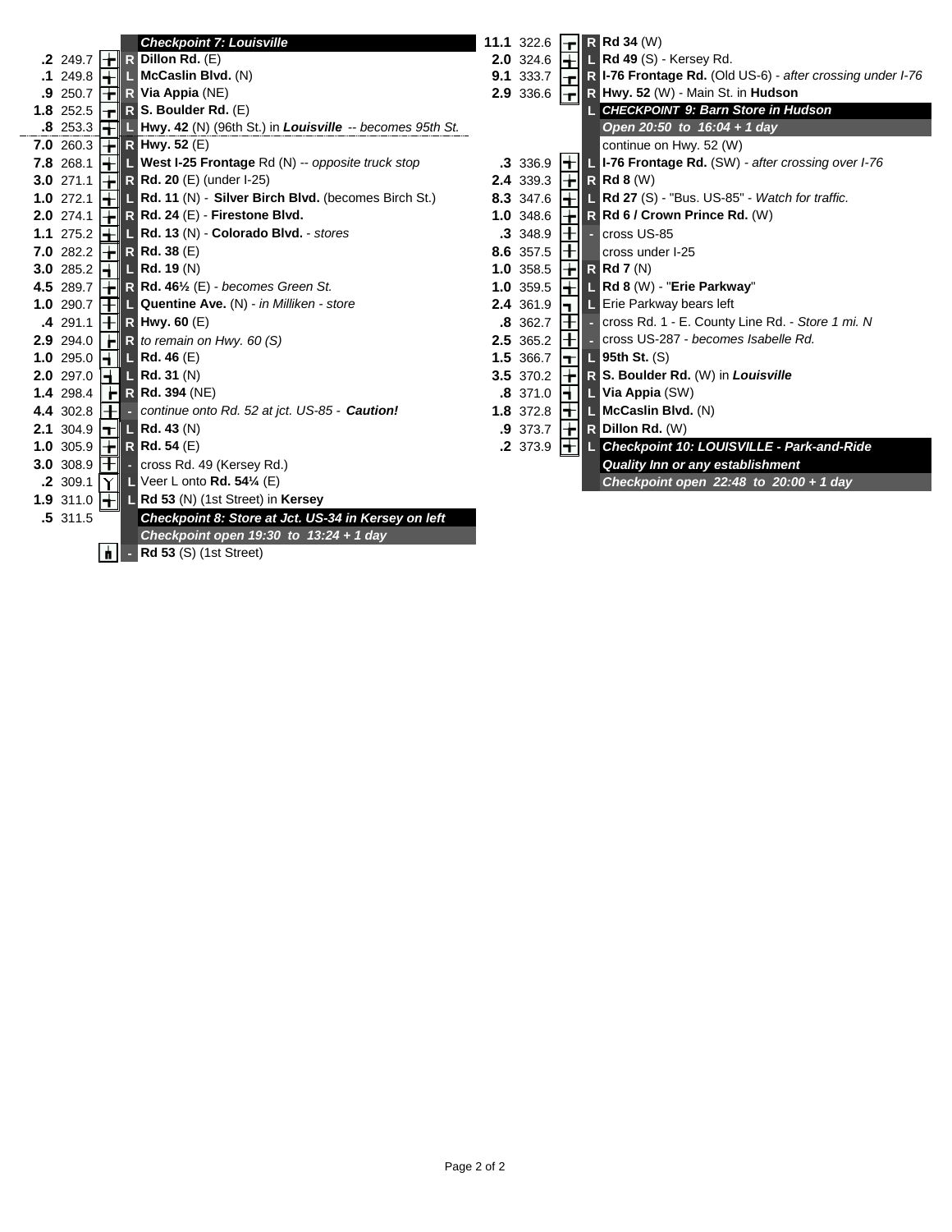| Leg | Total | Turn | Direction |
|---|---|---|---|
| | | | ***Checkpoint 7: Louisville*** |
| **.2** | 249.7 | R | **Dillon Rd.** (E) |
| **.1** | 249.8 | L | **McCaslin Blvd.** (N) |
| **.9** | 250.7 | R | **Via Appia** (NE) |
| **1.8** | 252.5 | R | **S. Boulder Rd.** (E) |
| **.8** | 253.3 | L | **Hwy. 42** (N) (96th St.) in ***Louisville*** -- *becomes 95th St.* |
| **7.0** | 260.3 | R | **Hwy. 52** (E) |
| **7.8** | 268.1 | L | **West I-25 Frontage** Rd (N) -- *opposite truck stop* |
| **3.0** | 271.1 | R | **Rd. 20** (E) (under I-25) |
| **1.0** | 272.1 | L | **Rd. 11** (N) - **Silver Birch Blvd.** (becomes Birch St.) |
| **2.0** | 274.1 | R | **Rd. 24** (E) - **Firestone Blvd.** |
| **1.1** | 275.2 | L | **Rd. 13** (N) - **Colorado Blvd.** - *stores* |
| **7.0** | 282.2 | R | **Rd. 38** (E) |
| **3.0** | 285.2 | L | **Rd. 19** (N) |
| **4.5** | 289.7 | R | **Rd. 46½** (E) - *becomes Green St.* |
| **1.0** | 290.7 | L | **Quentine Ave.** (N) - *in Milliken - store* |
| **.4** | 291.1 | R | **Hwy. 60** (E) |
| **2.9** | 294.0 | R | *to remain on Hwy. 60 (S)* |
| **1.0** | 295.0 | L | **Rd. 46** (E) |
| **2.0** | 297.0 | L | **Rd. 31** (N) |
| **1.4** | 298.4 | R | **Rd. 394** (NE) |
| **4.4** | 302.8 | - | *continue onto Rd. 52 at jct. US-85 -* ***Caution!*** |
| **2.1** | 304.9 | L | **Rd. 43** (N) |
| **1.0** | 305.9 | R | **Rd. 54** (E) |
| **3.0** | 308.9 | - | cross Rd. 49 (Kersey Rd.) |
| **.2** | 309.1 | L | Veer L onto **Rd. 54¼** (E) |
| **1.9** | 311.0 | L | **Rd 53** (N) (1st Street) in **Kersey** |
| **.5** | 311.5 | | ***Checkpoint 8: Store at Jct. US-34 in Kersey on left*** |
| | | | ***Checkpoint open 19:30 to 13:24 + 1 day*** |
| | | - | **Rd 53** (S) (1st Street) |
| **11.1** | 322.6 | R | **Rd 34** (W) |
| **2.0** | 324.6 | L | **Rd 49** (S) - Kersey Rd. |
| **9.1** | 333.7 | R | **I-76 Frontage Rd.** (Old US-6) - *after crossing under I-76* |
| **2.9** | 336.6 | R | **Hwy. 52** (W) - Main St. in **Hudson** |
| | | L | ***CHECKPOINT 9: Barn Store in Hudson*** |
| | | | ***Open 20:50 to 16:04 + 1 day*** |
| | | | continue on Hwy. 52 (W) |
| **.3** | 336.9 | L | **I-76 Frontage Rd.** (SW) - *after crossing over I-76* |
| **2.4** | 339.3 | R | **Rd 8** (W) |
| **8.3** | 347.6 | L | **Rd 27** (S) - "Bus. US-85" - *Watch for traffic.* |
| **1.0** | 348.6 | R | **Rd 6 / Crown Prince Rd.** (W) |
| **.3** | 348.9 | - | cross US-85 |
| **8.6** | 357.5 | | cross under I-25 |
| **1.0** | 358.5 | R | **Rd 7** (N) |
| **1.0** | 359.5 | L | **Rd 8** (W) - "**Erie Parkway**" |
| **2.4** | 361.9 | L | Erie Parkway bears left |
| **.8** | 362.7 | - | cross Rd. 1 - E. County Line Rd. - *Store 1 mi. N* |
| **2.5** | 365.2 | - | cross US-287 - *becomes Isabelle Rd.* |
| **1.5** | 366.7 | L | **95th St.** (S) |
| **3.5** | 370.2 | R | **S. Boulder Rd.** (W) in ***Louisville*** |
| **.8** | 371.0 | L | **Via Appia** (SW) |
| **1.8** | 372.8 | L | **McCaslin Blvd.** (N) |
| **.9** | 373.7 | R | **Dillon Rd.** (W) |
| **.2** | 373.9 | L | ***Checkpoint 10: LOUISVILLE - Park-and-Ride*** |
| | | | ***Quality Inn or any establishment*** |
| | | | ***Checkpoint open 22:48 to 20:00 + 1 day*** |